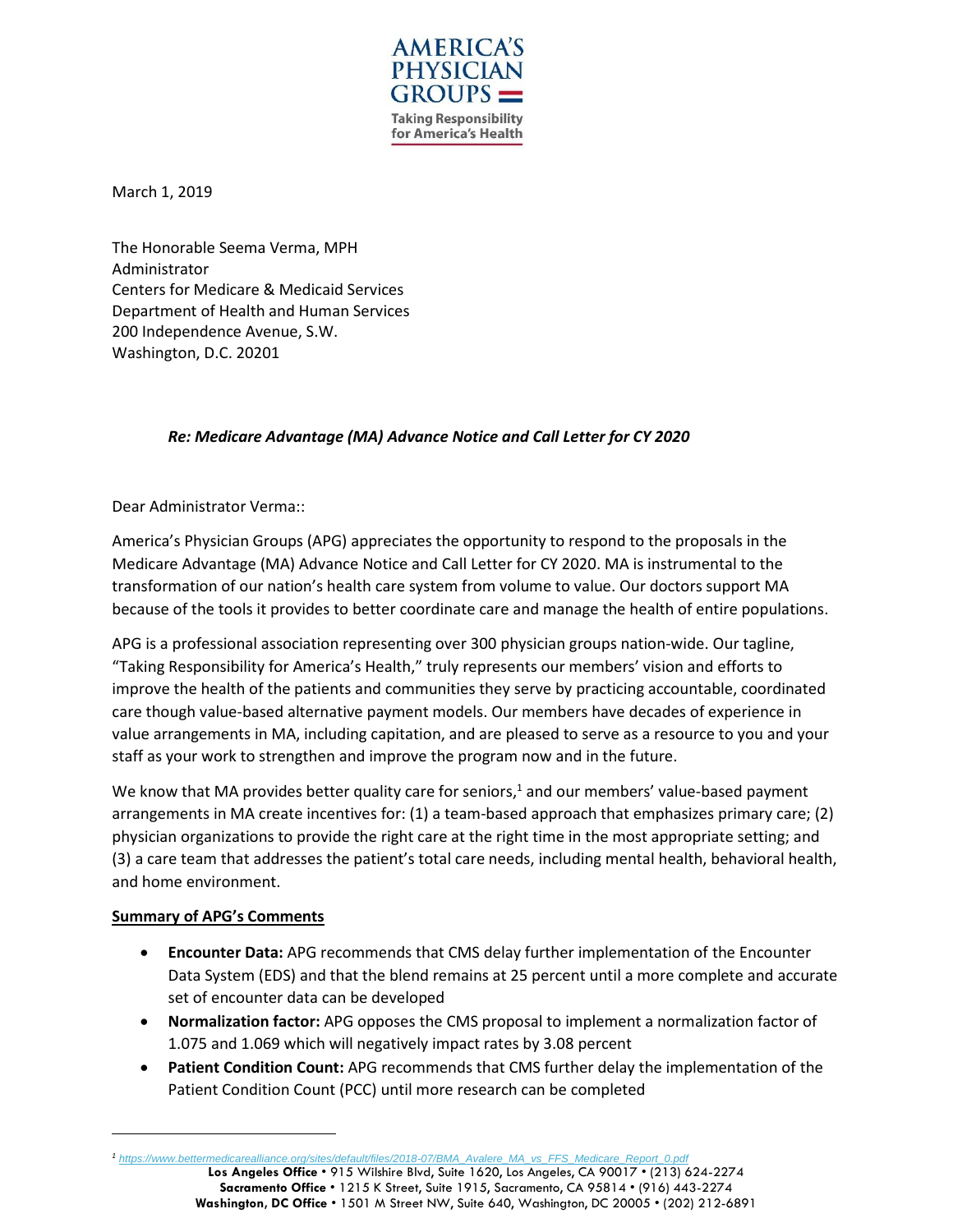AMERICA'S PHYSICIAN GROUPS

Taking Responsibility for America's Health

March 1, 2019

The Honorable Seema Verma, MPH
Administrator
Centers for Medicare & Medicaid Services
Department of Health and Human Services
200 Independence Avenue, S.W.
Washington, D.C. 20201

***Re: Medicare Advantage (MA) Advance Notice and Call Letter for CY 2020***

Dear Administrator Verma::

America's Physician Groups (APG) appreciates the opportunity to respond to the proposals in the Medicare Advantage (MA) Advance Notice and Call Letter for CY 2020. MA is instrumental to the transformation of our nation's health care system from volume to value. Our doctors support MA because of the tools it provides to better coordinate care and manage the health of entire populations.

APG is a professional association representing over 300 physician groups nation-wide. Our tagline, "Taking Responsibility for America's Health," truly represents our members' vision and efforts to improve the health of the patients and communities they serve by practicing accountable, coordinated care though value-based alternative payment models. Our members have decades of experience in value arrangements in MA, including capitation, and are pleased to serve as a resource to you and your staff as your work to strengthen and improve the program now and in the future.

We know that MA provides better quality care for seniors,[1] and our members' value-based payment arrangements in MA create incentives for: (1) a team-based approach that emphasizes primary care; (2) physician organizations to provide the right care at the right time in the most appropriate setting; and (3) a care team that addresses the patient's total care needs, including mental health, behavioral health, and home environment.

**Summary of APG's Comments**

- **Encounter Data:** APG recommends that CMS delay further implementation of the Encounter Data System (EDS) and that the blend remains at 25 percent until a more complete and accurate set of encounter data can be developed
- **Normalization factor:** APG opposes the CMS proposal to implement a normalization factor of 1.075 and 1.069 which will negatively impact rates by 3.08 percent
- **Patient Condition Count:** APG recommends that CMS further delay the implementation of the Patient Condition Count (PCC) until more research can be completed

[1] https://www.bettermedicarealliance.org/sites/default/files/2018-07/BMA_Avalere_MA_vs_FFS_Medicare_Report_0.pdf

**Los Angeles Office** • 915 Wilshire Blvd, Suite 1620, Los Angeles, CA 90017 • (213) 624-2274
**Sacramento Office** • 1215 K Street, Suite 1915, Sacramento, CA 95814 • (916) 443-2274
**Washington, DC Office** • 1501 M Street NW, Suite 640, Washington, DC 20005 • (202) 212-6891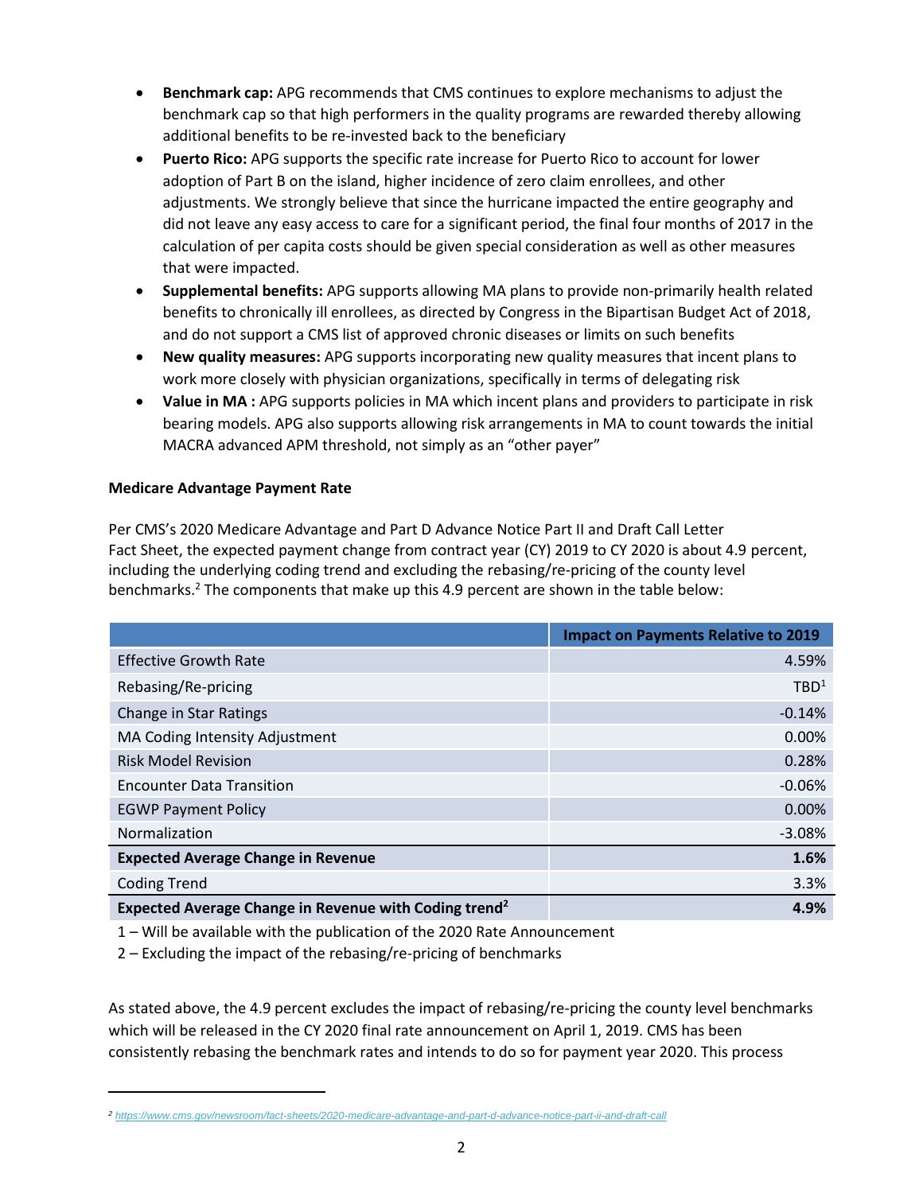- **Benchmark cap:** APG recommends that CMS continues to explore mechanisms to adjust the benchmark cap so that high performers in the quality programs are rewarded thereby allowing additional benefits to be re-invested back to the beneficiary
- **Puerto Rico:** APG supports the specific rate increase for Puerto Rico to account for lower adoption of Part B on the island, higher incidence of zero claim enrollees, and other adjustments. We strongly believe that since the hurricane impacted the entire geography and did not leave any easy access to care for a significant period, the final four months of 2017 in the calculation of per capita costs should be given special consideration as well as other measures that were impacted.
- **Supplemental benefits:** APG supports allowing MA plans to provide non-primarily health related benefits to chronically ill enrollees, as directed by Congress in the Bipartisan Budget Act of 2018, and do not support a CMS list of approved chronic diseases or limits on such benefits
- **New quality measures:** APG supports incorporating new quality measures that incent plans to work more closely with physician organizations, specifically in terms of delegating risk
- **Value in MA :** APG supports policies in MA which incent plans and providers to participate in risk bearing models. APG also supports allowing risk arrangements in MA to count towards the initial MACRA advanced APM threshold, not simply as an "other payer"

**Medicare Advantage Payment Rate**

Per CMS's 2020 Medicare Advantage and Part D Advance Notice Part II and Draft Call Letter Fact Sheet, the expected payment change from contract year (CY) 2019 to CY 2020 is about 4.9 percent, including the underlying coding trend and excluding the rebasing/re-pricing of the county level benchmarks.[2] The components that make up this 4.9 percent are shown in the table below:

| | Impact on Payments Relative to 2019 |
|---|---|
| Effective Growth Rate | 4.59% |
| Rebasing/Re-pricing | TBD[1] |
| Change in Star Ratings | -0.14% |
| MA Coding Intensity Adjustment | 0.00% |
| Risk Model Revision | 0.28% |
| Encounter Data Transition | -0.06% |
| EGWP Payment Policy | 0.00% |
| Normalization | -3.08% |
| **Expected Average Change in Revenue** | **1.6%** |
| Coding Trend | 3.3% |
| **Expected Average Change in Revenue with Coding trend[2]** | **4.9%** |

1 – Will be available with the publication of the 2020 Rate Announcement

2 – Excluding the impact of the rebasing/re-pricing of benchmarks

As stated above, the 4.9 percent excludes the impact of rebasing/re-pricing the county level benchmarks which will be released in the CY 2020 final rate announcement on April 1, 2019. CMS has been consistently rebasing the benchmark rates and intends to do so for payment year 2020. This process

[2] https://www.cms.gov/newsroom/fact-sheets/2020-medicare-advantage-and-part-d-advance-notice-part-ii-and-draft-call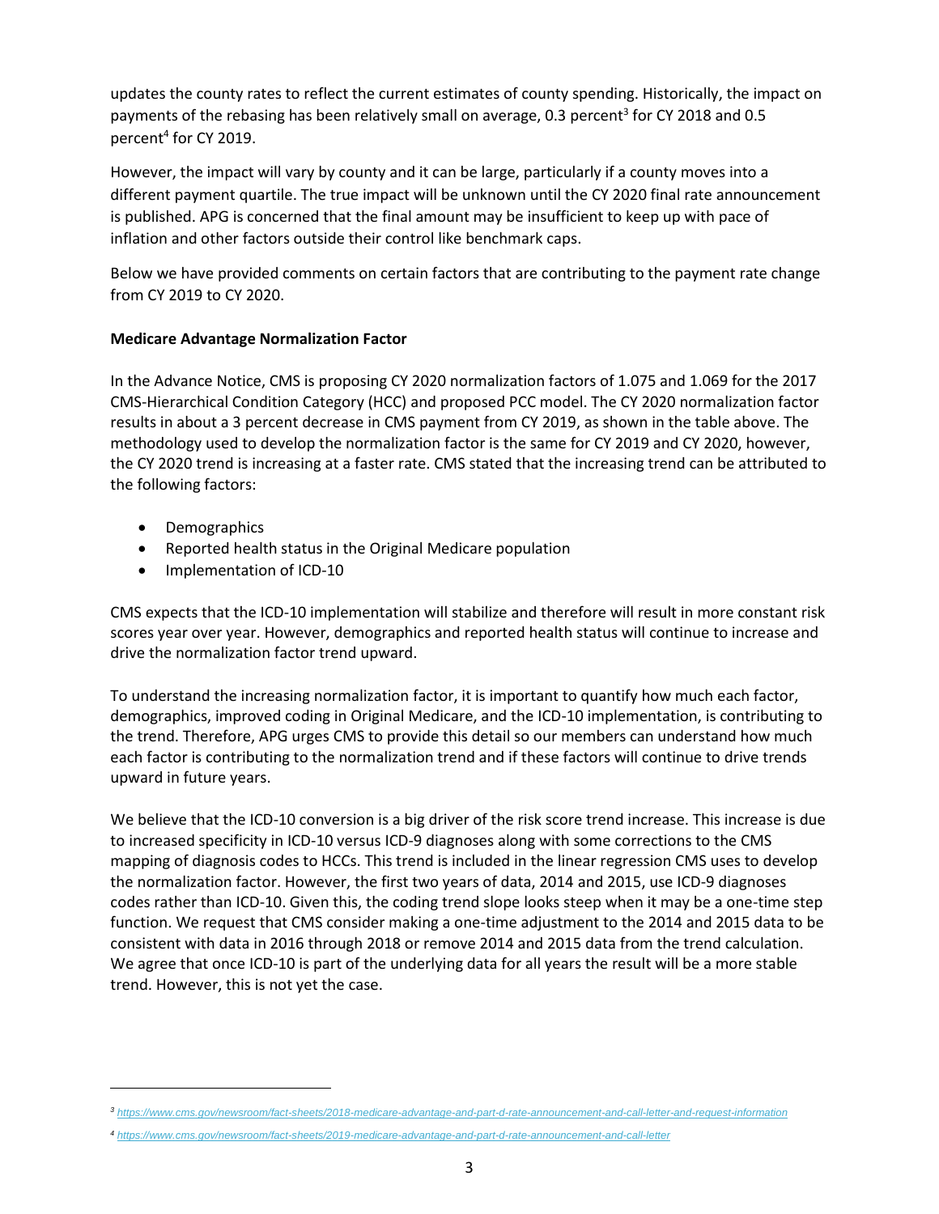updates the county rates to reflect the current estimates of county spending. Historically, the impact on payments of the rebasing has been relatively small on average, 0.3 percent[3] for CY 2018 and 0.5 percent[4] for CY 2019.

However, the impact will vary by county and it can be large, particularly if a county moves into a different payment quartile. The true impact will be unknown until the CY 2020 final rate announcement is published. APG is concerned that the final amount may be insufficient to keep up with pace of inflation and other factors outside their control like benchmark caps.

Below we have provided comments on certain factors that are contributing to the payment rate change from CY 2019 to CY 2020.

**Medicare Advantage Normalization Factor**

In the Advance Notice, CMS is proposing CY 2020 normalization factors of 1.075 and 1.069 for the 2017 CMS-Hierarchical Condition Category (HCC) and proposed PCC model. The CY 2020 normalization factor results in about a 3 percent decrease in CMS payment from CY 2019, as shown in the table above. The methodology used to develop the normalization factor is the same for CY 2019 and CY 2020, however, the CY 2020 trend is increasing at a faster rate. CMS stated that the increasing trend can be attributed to the following factors:

- Demographics
- Reported health status in the Original Medicare population
- Implementation of ICD-10

CMS expects that the ICD-10 implementation will stabilize and therefore will result in more constant risk scores year over year. However, demographics and reported health status will continue to increase and drive the normalization factor trend upward.

To understand the increasing normalization factor, it is important to quantify how much each factor, demographics, improved coding in Original Medicare, and the ICD-10 implementation, is contributing to the trend. Therefore, APG urges CMS to provide this detail so our members can understand how much each factor is contributing to the normalization trend and if these factors will continue to drive trends upward in future years.

We believe that the ICD-10 conversion is a big driver of the risk score trend increase. This increase is due to increased specificity in ICD-10 versus ICD-9 diagnoses along with some corrections to the CMS mapping of diagnosis codes to HCCs. This trend is included in the linear regression CMS uses to develop the normalization factor. However, the first two years of data, 2014 and 2015, use ICD-9 diagnoses codes rather than ICD-10. Given this, the coding trend slope looks steep when it may be a one-time step function. We request that CMS consider making a one-time adjustment to the 2014 and 2015 data to be consistent with data in 2016 through 2018 or remove 2014 and 2015 data from the trend calculation. We agree that once ICD-10 is part of the underlying data for all years the result will be a more stable trend. However, this is not yet the case.

---

[3] https://www.cms.gov/newsroom/fact-sheets/2018-medicare-advantage-and-part-d-rate-announcement-and-call-letter-and-request-information

[4] https://www.cms.gov/newsroom/fact-sheets/2019-medicare-advantage-and-part-d-rate-announcement-and-call-letter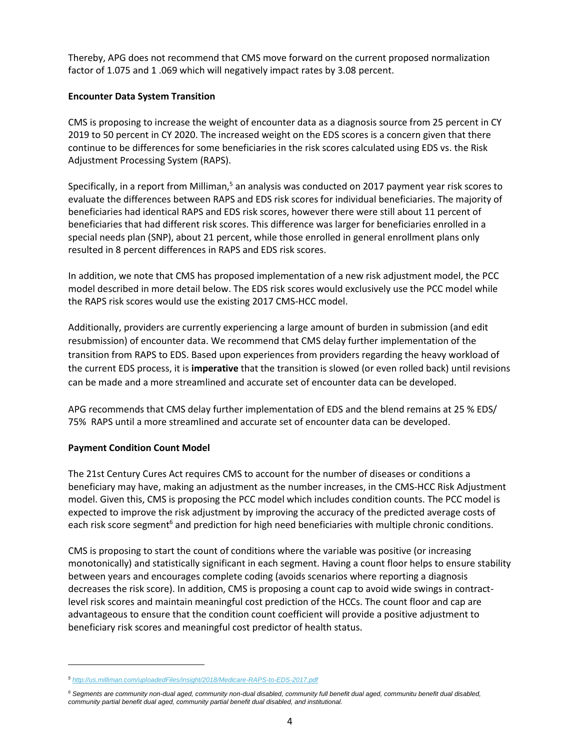Thereby, APG does not recommend that CMS move forward on the current proposed normalization factor of 1.075 and 1 .069 which will negatively impact rates by 3.08 percent.

**Encounter Data System Transition**

CMS is proposing to increase the weight of encounter data as a diagnosis source from 25 percent in CY 2019 to 50 percent in CY 2020. The increased weight on the EDS scores is a concern given that there continue to be differences for some beneficiaries in the risk scores calculated using EDS vs. the Risk Adjustment Processing System (RAPS).

Specifically, in a report from Milliman,[5] an analysis was conducted on 2017 payment year risk scores to evaluate the differences between RAPS and EDS risk scores for individual beneficiaries. The majority of beneficiaries had identical RAPS and EDS risk scores, however there were still about 11 percent of beneficiaries that had different risk scores. This difference was larger for beneficiaries enrolled in a special needs plan (SNP), about 21 percent, while those enrolled in general enrollment plans only resulted in 8 percent differences in RAPS and EDS risk scores.

In addition, we note that CMS has proposed implementation of a new risk adjustment model, the PCC model described in more detail below. The EDS risk scores would exclusively use the PCC model while the RAPS risk scores would use the existing 2017 CMS-HCC model.

Additionally, providers are currently experiencing a large amount of burden in submission (and edit resubmission) of encounter data. We recommend that CMS delay further implementation of the transition from RAPS to EDS. Based upon experiences from providers regarding the heavy workload of the current EDS process, it is **imperative** that the transition is slowed (or even rolled back) until revisions can be made and a more streamlined and accurate set of encounter data can be developed.

APG recommends that CMS delay further implementation of EDS and the blend remains at 25 % EDS/ 75% RAPS until a more streamlined and accurate set of encounter data can be developed.

**Payment Condition Count Model**

The 21st Century Cures Act requires CMS to account for the number of diseases or conditions a beneficiary may have, making an adjustment as the number increases, in the CMS-HCC Risk Adjustment model. Given this, CMS is proposing the PCC model which includes condition counts. The PCC model is expected to improve the risk adjustment by improving the accuracy of the predicted average costs of each risk score segment[6] and prediction for high need beneficiaries with multiple chronic conditions.

CMS is proposing to start the count of conditions where the variable was positive (or increasing monotonically) and statistically significant in each segment. Having a count floor helps to ensure stability between years and encourages complete coding (avoids scenarios where reporting a diagnosis decreases the risk score). In addition, CMS is proposing a count cap to avoid wide swings in contract-level risk scores and maintain meaningful cost prediction of the HCCs. The count floor and cap are advantageous to ensure that the condition count coefficient will provide a positive adjustment to beneficiary risk scores and meaningful cost predictor of health status.

---

*[5] http://us.milliman.com/uploadedFiles/insight/2018/Medicare-RAPS-to-EDS-2017.pdf*

*[6] Segments are community non-dual aged, community non-dual disabled, community full benefit dual aged, communitu benefit dual disabled, community partial benefit dual aged, community partial benefit dual disabled, and institutional.*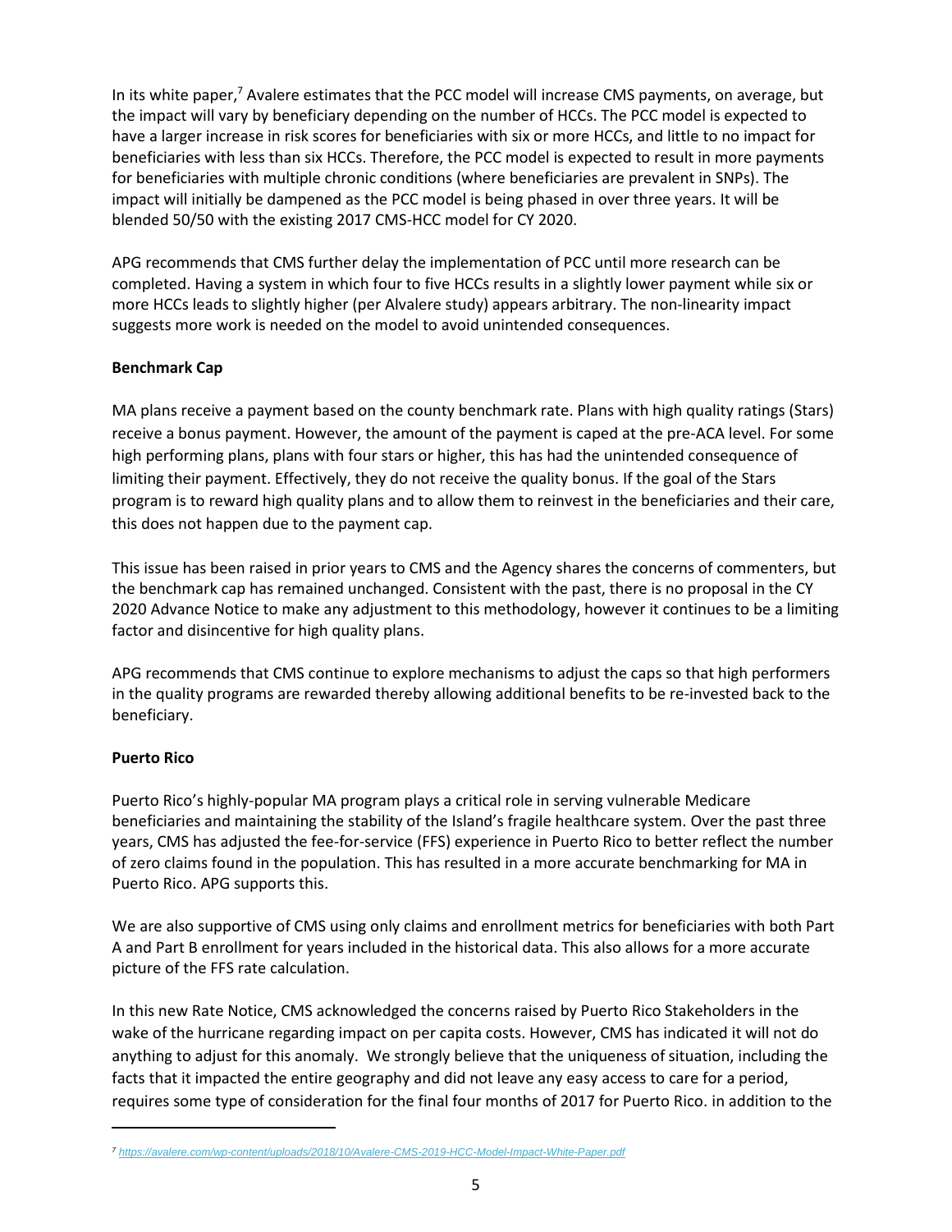In its white paper,[7] Avalere estimates that the PCC model will increase CMS payments, on average, but the impact will vary by beneficiary depending on the number of HCCs. The PCC model is expected to have a larger increase in risk scores for beneficiaries with six or more HCCs, and little to no impact for beneficiaries with less than six HCCs. Therefore, the PCC model is expected to result in more payments for beneficiaries with multiple chronic conditions (where beneficiaries are prevalent in SNPs). The impact will initially be dampened as the PCC model is being phased in over three years. It will be blended 50/50 with the existing 2017 CMS-HCC model for CY 2020.

APG recommends that CMS further delay the implementation of PCC until more research can be completed. Having a system in which four to five HCCs results in a slightly lower payment while six or more HCCs leads to slightly higher (per Alvalere study) appears arbitrary. The non-linearity impact suggests more work is needed on the model to avoid unintended consequences.

**Benchmark Cap**

MA plans receive a payment based on the county benchmark rate. Plans with high quality ratings (Stars) receive a bonus payment. However, the amount of the payment is caped at the pre-ACA level. For some high performing plans, plans with four stars or higher, this has had the unintended consequence of limiting their payment. Effectively, they do not receive the quality bonus. If the goal of the Stars program is to reward high quality plans and to allow them to reinvest in the beneficiaries and their care, this does not happen due to the payment cap.

This issue has been raised in prior years to CMS and the Agency shares the concerns of commenters, but the benchmark cap has remained unchanged. Consistent with the past, there is no proposal in the CY 2020 Advance Notice to make any adjustment to this methodology, however it continues to be a limiting factor and disincentive for high quality plans.

APG recommends that CMS continue to explore mechanisms to adjust the caps so that high performers in the quality programs are rewarded thereby allowing additional benefits to be re-invested back to the beneficiary.

**Puerto Rico**

Puerto Rico's highly-popular MA program plays a critical role in serving vulnerable Medicare beneficiaries and maintaining the stability of the Island's fragile healthcare system. Over the past three years, CMS has adjusted the fee-for-service (FFS) experience in Puerto Rico to better reflect the number of zero claims found in the population. This has resulted in a more accurate benchmarking for MA in Puerto Rico. APG supports this.

We are also supportive of CMS using only claims and enrollment metrics for beneficiaries with both Part A and Part B enrollment for years included in the historical data. This also allows for a more accurate picture of the FFS rate calculation.

In this new Rate Notice, CMS acknowledged the concerns raised by Puerto Rico Stakeholders in the wake of the hurricane regarding impact on per capita costs. However, CMS has indicated it will not do anything to adjust for this anomaly. We strongly believe that the uniqueness of situation, including the facts that it impacted the entire geography and did not leave any easy access to care for a period, requires some type of consideration for the final four months of 2017 for Puerto Rico. in addition to the

[7] https://avalere.com/wp-content/uploads/2018/10/Avalere-CMS-2019-HCC-Model-Impact-White-Paper.pdf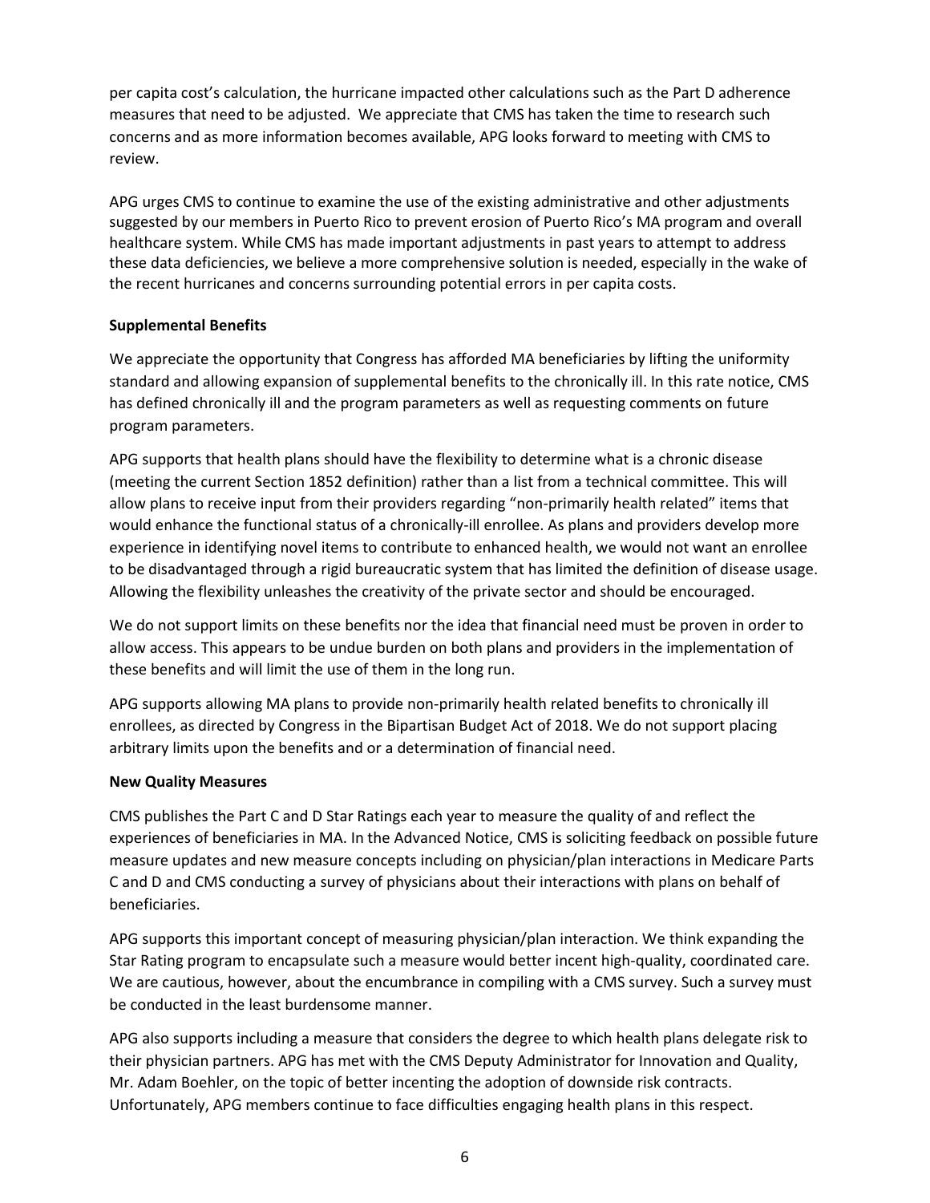per capita cost's calculation, the hurricane impacted other calculations such as the Part D adherence measures that need to be adjusted. We appreciate that CMS has taken the time to research such concerns and as more information becomes available, APG looks forward to meeting with CMS to review.

APG urges CMS to continue to examine the use of the existing administrative and other adjustments suggested by our members in Puerto Rico to prevent erosion of Puerto Rico's MA program and overall healthcare system. While CMS has made important adjustments in past years to attempt to address these data deficiencies, we believe a more comprehensive solution is needed, especially in the wake of the recent hurricanes and concerns surrounding potential errors in per capita costs.

**Supplemental Benefits**

We appreciate the opportunity that Congress has afforded MA beneficiaries by lifting the uniformity standard and allowing expansion of supplemental benefits to the chronically ill. In this rate notice, CMS has defined chronically ill and the program parameters as well as requesting comments on future program parameters.

APG supports that health plans should have the flexibility to determine what is a chronic disease (meeting the current Section 1852 definition) rather than a list from a technical committee. This will allow plans to receive input from their providers regarding "non-primarily health related" items that would enhance the functional status of a chronically-ill enrollee. As plans and providers develop more experience in identifying novel items to contribute to enhanced health, we would not want an enrollee to be disadvantaged through a rigid bureaucratic system that has limited the definition of disease usage. Allowing the flexibility unleashes the creativity of the private sector and should be encouraged.

We do not support limits on these benefits nor the idea that financial need must be proven in order to allow access. This appears to be undue burden on both plans and providers in the implementation of these benefits and will limit the use of them in the long run.

APG supports allowing MA plans to provide non-primarily health related benefits to chronically ill enrollees, as directed by Congress in the Bipartisan Budget Act of 2018. We do not support placing arbitrary limits upon the benefits and or a determination of financial need.

**New Quality Measures**

CMS publishes the Part C and D Star Ratings each year to measure the quality of and reflect the experiences of beneficiaries in MA. In the Advanced Notice, CMS is soliciting feedback on possible future measure updates and new measure concepts including on physician/plan interactions in Medicare Parts C and D and CMS conducting a survey of physicians about their interactions with plans on behalf of beneficiaries.

APG supports this important concept of measuring physician/plan interaction. We think expanding the Star Rating program to encapsulate such a measure would better incent high-quality, coordinated care. We are cautious, however, about the encumbrance in compiling with a CMS survey. Such a survey must be conducted in the least burdensome manner.

APG also supports including a measure that considers the degree to which health plans delegate risk to their physician partners. APG has met with the CMS Deputy Administrator for Innovation and Quality, Mr. Adam Boehler, on the topic of better incenting the adoption of downside risk contracts. Unfortunately, APG members continue to face difficulties engaging health plans in this respect.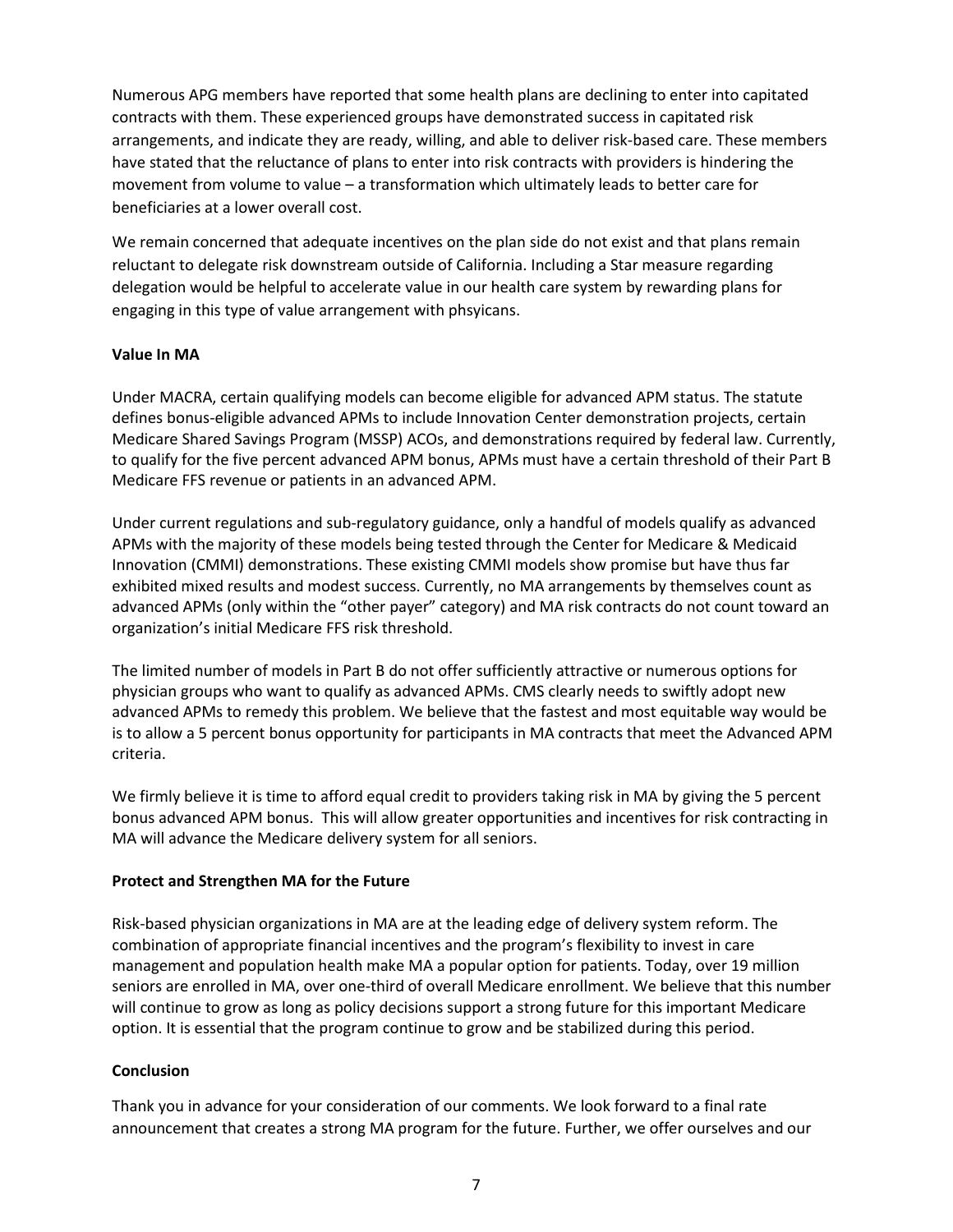Numerous APG members have reported that some health plans are declining to enter into capitated contracts with them. These experienced groups have demonstrated success in capitated risk arrangements, and indicate they are ready, willing, and able to deliver risk-based care. These members have stated that the reluctance of plans to enter into risk contracts with providers is hindering the movement from volume to value – a transformation which ultimately leads to better care for beneficiaries at a lower overall cost.

We remain concerned that adequate incentives on the plan side do not exist and that plans remain reluctant to delegate risk downstream outside of California. Including a Star measure regarding delegation would be helpful to accelerate value in our health care system by rewarding plans for engaging in this type of value arrangement with phsyicans.

**Value In MA**

Under MACRA, certain qualifying models can become eligible for advanced APM status. The statute defines bonus-eligible advanced APMs to include Innovation Center demonstration projects, certain Medicare Shared Savings Program (MSSP) ACOs, and demonstrations required by federal law. Currently, to qualify for the five percent advanced APM bonus, APMs must have a certain threshold of their Part B Medicare FFS revenue or patients in an advanced APM.

Under current regulations and sub-regulatory guidance, only a handful of models qualify as advanced APMs with the majority of these models being tested through the Center for Medicare & Medicaid Innovation (CMMI) demonstrations. These existing CMMI models show promise but have thus far exhibited mixed results and modest success. Currently, no MA arrangements by themselves count as advanced APMs (only within the "other payer" category) and MA risk contracts do not count toward an organization's initial Medicare FFS risk threshold.

The limited number of models in Part B do not offer sufficiently attractive or numerous options for physician groups who want to qualify as advanced APMs. CMS clearly needs to swiftly adopt new advanced APMs to remedy this problem. We believe that the fastest and most equitable way would be is to allow a 5 percent bonus opportunity for participants in MA contracts that meet the Advanced APM criteria.

We firmly believe it is time to afford equal credit to providers taking risk in MA by giving the 5 percent bonus advanced APM bonus. This will allow greater opportunities and incentives for risk contracting in MA will advance the Medicare delivery system for all seniors.

**Protect and Strengthen MA for the Future**

Risk-based physician organizations in MA are at the leading edge of delivery system reform. The combination of appropriate financial incentives and the program's flexibility to invest in care management and population health make MA a popular option for patients. Today, over 19 million seniors are enrolled in MA, over one-third of overall Medicare enrollment. We believe that this number will continue to grow as long as policy decisions support a strong future for this important Medicare option. It is essential that the program continue to grow and be stabilized during this period.

**Conclusion**

Thank you in advance for your consideration of our comments. We look forward to a final rate announcement that creates a strong MA program for the future. Further, we offer ourselves and our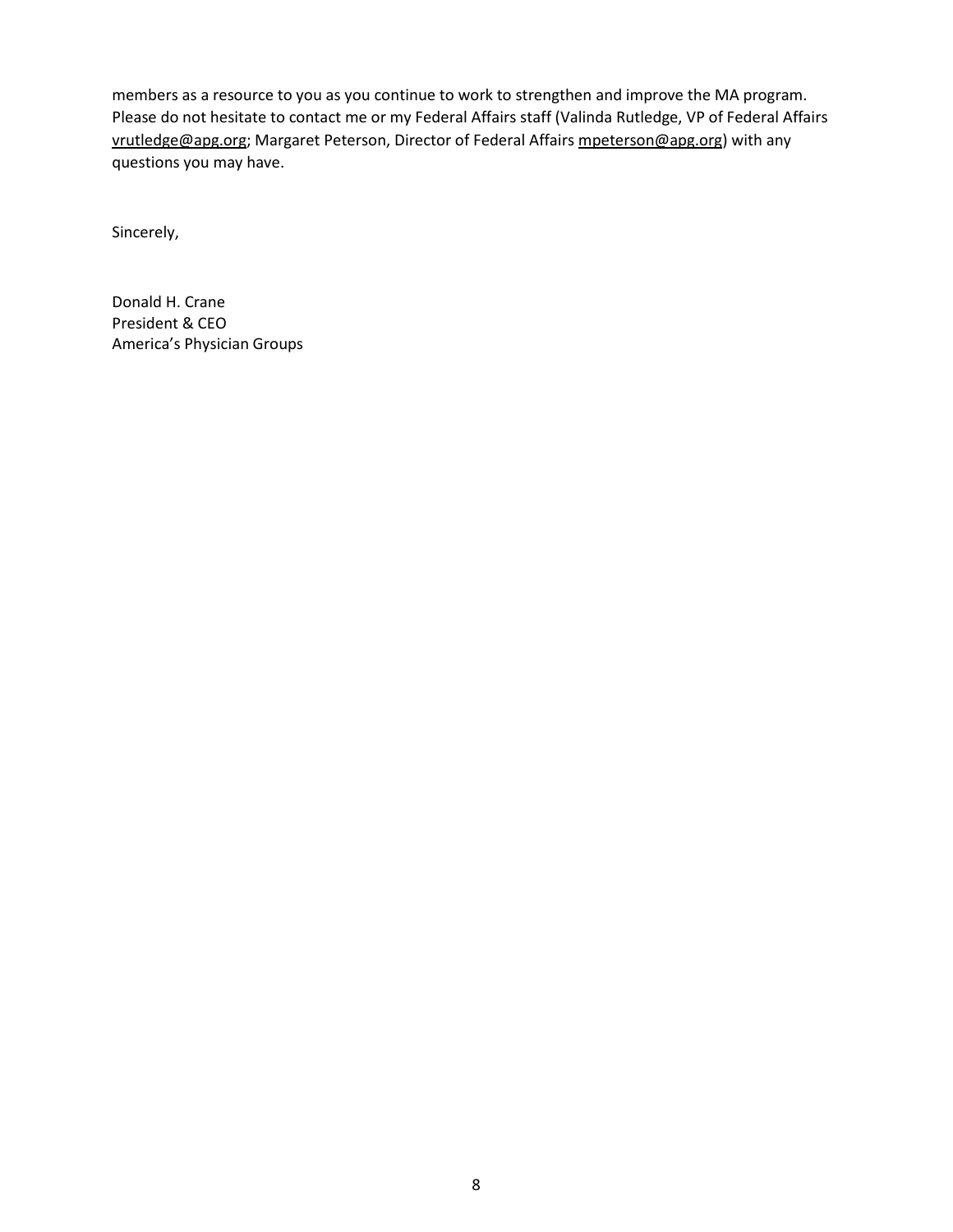members as a resource to you as you continue to work to strengthen and improve the MA program. Please do not hesitate to contact me or my Federal Affairs staff (Valinda Rutledge, VP of Federal Affairs vrutledge@apg.org; Margaret Peterson, Director of Federal Affairs mpeterson@apg.org) with any questions you may have.

Sincerely,

Donald H. Crane
President & CEO
America's Physician Groups